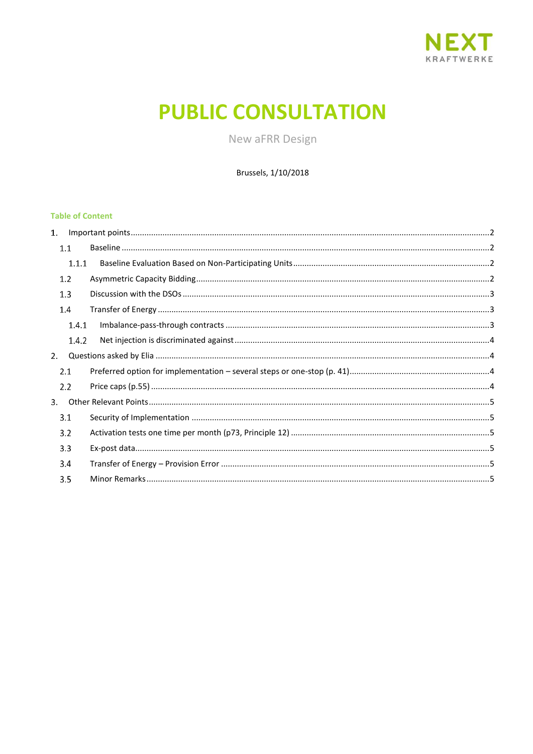NEXT KRAFTWERKE

# PUBLIC CONSULTATION

New aFRR Design

Brussels, 1/10/2018

**Table of Content**

1. Important points ..... 2
   - 1.1 Baseline ..... 2
     - 1.1.1 Baseline Evaluation Based on Non-Participating Units ..... 2
   - 1.2 Asymmetric Capacity Bidding ..... 2
   - 1.3 Discussion with the DSOs ..... 3
   - 1.4 Transfer of Energy ..... 3
     - 1.4.1 Imbalance-pass-through contracts ..... 3
     - 1.4.2 Net injection is discriminated against ..... 4
2. Questions asked by Elia ..... 4
   - 2.1 Preferred option for implementation – several steps or one-stop (p. 41) ..... 4
   - 2.2 Price caps (p.55) ..... 4
3. Other Relevant Points ..... 5
   - 3.1 Security of Implementation ..... 5
   - 3.2 Activation tests one time per month (p73, Principle 12) ..... 5
   - 3.3 Ex-post data ..... 5
   - 3.4 Transfer of Energy – Provision Error ..... 5
   - 3.5 Minor Remarks ..... 5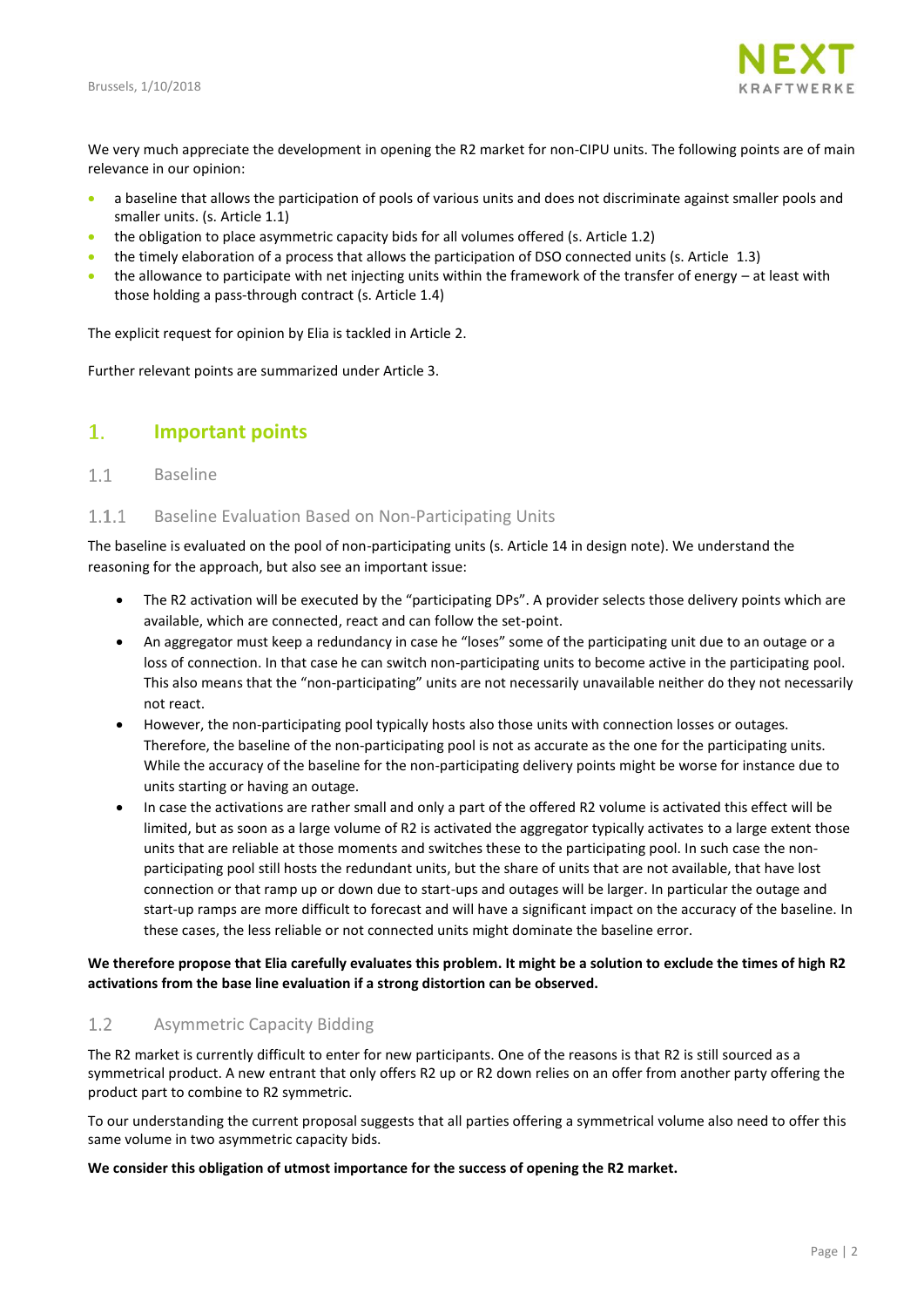Brussels, 1/10/2018

We very much appreciate the development in opening the R2 market for non-CIPU units. The following points are of main relevance in our opinion:

- a baseline that allows the participation of pools of various units and does not discriminate against smaller pools and smaller units. (s. Article 1.1)
- the obligation to place asymmetric capacity bids for all volumes offered (s. Article 1.2)
- the timely elaboration of a process that allows the participation of DSO connected units (s. Article 1.3)
- the allowance to participate with net injecting units within the framework of the transfer of energy – at least with those holding a pass-through contract (s. Article 1.4)

The explicit request for opinion by Elia is tackled in Article 2.

Further relevant points are summarized under Article 3.

# 1. Important points

## 1.1 Baseline

### 1.1.1 Baseline Evaluation Based on Non-Participating Units

The baseline is evaluated on the pool of non-participating units (s. Article 14 in design note). We understand the reasoning for the approach, but also see an important issue:

- The R2 activation will be executed by the "participating DPs". A provider selects those delivery points which are available, which are connected, react and can follow the set-point.
- An aggregator must keep a redundancy in case he "loses" some of the participating unit due to an outage or a loss of connection. In that case he can switch non-participating units to become active in the participating pool. This also means that the "non-participating" units are not necessarily unavailable neither do they not necessarily not react.
- However, the non-participating pool typically hosts also those units with connection losses or outages. Therefore, the baseline of the non-participating pool is not as accurate as the one for the participating units. While the accuracy of the baseline for the non-participating delivery points might be worse for instance due to units starting or having an outage.
- In case the activations are rather small and only a part of the offered R2 volume is activated this effect will be limited, but as soon as a large volume of R2 is activated the aggregator typically activates to a large extent those units that are reliable at those moments and switches these to the participating pool. In such case the non-participating pool still hosts the redundant units, but the share of units that are not available, that have lost connection or that ramp up or down due to start-ups and outages will be larger. In particular the outage and start-up ramps are more difficult to forecast and will have a significant impact on the accuracy of the baseline. In these cases, the less reliable or not connected units might dominate the baseline error.

**We therefore propose that Elia carefully evaluates this problem. It might be a solution to exclude the times of high R2 activations from the base line evaluation if a strong distortion can be observed.**

## 1.2 Asymmetric Capacity Bidding

The R2 market is currently difficult to enter for new participants. One of the reasons is that R2 is still sourced as a symmetrical product. A new entrant that only offers R2 up or R2 down relies on an offer from another party offering the product part to combine to R2 symmetric.

To our understanding the current proposal suggests that all parties offering a symmetrical volume also need to offer this same volume in two asymmetric capacity bids.

**We consider this obligation of utmost importance for the success of opening the R2 market.**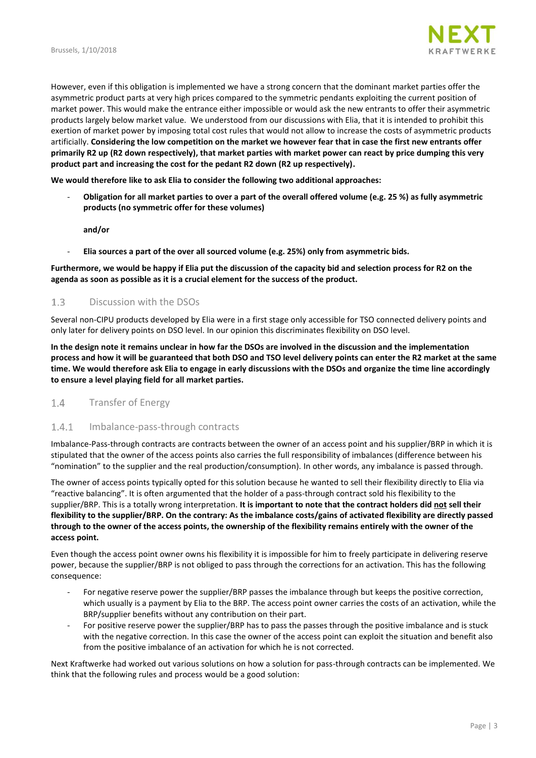However, even if this obligation is implemented we have a strong concern that the dominant market parties offer the asymmetric product parts at very high prices compared to the symmetric pendants exploiting the current position of market power. This would make the entrance either impossible or would ask the new entrants to offer their asymmetric products largely below market value. We understood from our discussions with Elia, that it is intended to prohibit this exertion of market power by imposing total cost rules that would not allow to increase the costs of asymmetric products artificially. **Considering the low competition on the market we however fear that in case the first new entrants offer primarily R2 up (R2 down respectively), that market parties with market power can react by price dumping this very product part and increasing the cost for the pedant R2 down (R2 up respectively).**

**We would therefore like to ask Elia to consider the following two additional approaches:**

- **Obligation for all market parties to over a part of the overall offered volume (e.g. 25 %) as fully asymmetric products (no symmetric offer for these volumes)**

  **and/or**

- **Elia sources a part of the over all sourced volume (e.g. 25%) only from asymmetric bids.**

**Furthermore, we would be happy if Elia put the discussion of the capacity bid and selection process for R2 on the agenda as soon as possible as it is a crucial element for the success of the product.**

### 1.3 Discussion with the DSOs

Several non-CIPU products developed by Elia were in a first stage only accessible for TSO connected delivery points and only later for delivery points on DSO level. In our opinion this discriminates flexibility on DSO level.

**In the design note it remains unclear in how far the DSOs are involved in the discussion and the implementation process and how it will be guaranteed that both DSO and TSO level delivery points can enter the R2 market at the same time. We would therefore ask Elia to engage in early discussions with the DSOs and organize the time line accordingly to ensure a level playing field for all market parties.**

### 1.4 Transfer of Energy

#### 1.4.1 Imbalance-pass-through contracts

Imbalance-Pass-through contracts are contracts between the owner of an access point and his supplier/BRP in which it is stipulated that the owner of the access points also carries the full responsibility of imbalances (difference between his "nomination" to the supplier and the real production/consumption). In other words, any imbalance is passed through.

The owner of access points typically opted for this solution because he wanted to sell their flexibility directly to Elia via "reactive balancing". It is often argumented that the holder of a pass-through contract sold his flexibility to the supplier/BRP. This is a totally wrong interpretation. **It is important to note that the contract holders did not sell their flexibility to the supplier/BRP. On the contrary: As the imbalance costs/gains of activated flexibility are directly passed through to the owner of the access points, the ownership of the flexibility remains entirely with the owner of the access point.**

Even though the access point owner owns his flexibility it is impossible for him to freely participate in delivering reserve power, because the supplier/BRP is not obliged to pass through the corrections for an activation. This has the following consequence:

- For negative reserve power the supplier/BRP passes the imbalance through but keeps the positive correction, which usually is a payment by Elia to the BRP. The access point owner carries the costs of an activation, while the BRP/supplier benefits without any contribution on their part.
- For positive reserve power the supplier/BRP has to pass the passes through the positive imbalance and is stuck with the negative correction. In this case the owner of the access point can exploit the situation and benefit also from the positive imbalance of an activation for which he is not corrected.

Next Kraftwerke had worked out various solutions on how a solution for pass-through contracts can be implemented. We think that the following rules and process would be a good solution: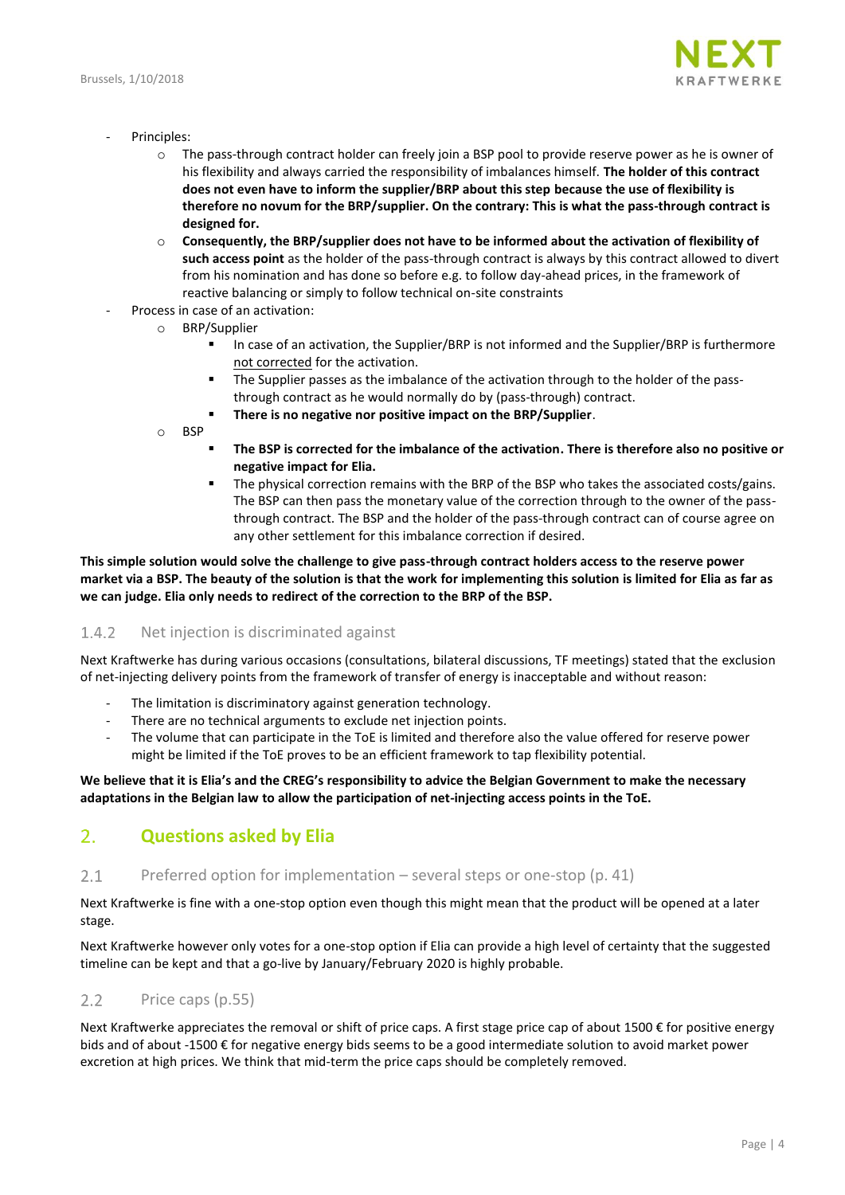- Principles:
  - The pass-through contract holder can freely join a BSP pool to provide reserve power as he is owner of his flexibility and always carried the responsibility of imbalances himself. **The holder of this contract does not even have to inform the supplier/BRP about this step because the use of flexibility is therefore no novum for the BRP/supplier. On the contrary: This is what the pass-through contract is designed for.**
  - **Consequently, the BRP/supplier does not have to be informed about the activation of flexibility of such access point** as the holder of the pass-through contract is always by this contract allowed to divert from his nomination and has done so before e.g. to follow day-ahead prices, in the framework of reactive balancing or simply to follow technical on-site constraints
- Process in case of an activation:
  - BRP/Supplier
    - In case of an activation, the Supplier/BRP is not informed and the Supplier/BRP is furthermore not corrected for the activation.
    - The Supplier passes as the imbalance of the activation through to the holder of the pass-through contract as he would normally do by (pass-through) contract.
    - **There is no negative nor positive impact on the BRP/Supplier**.
  - BSP
    - **The BSP is corrected for the imbalance of the activation. There is therefore also no positive or negative impact for Elia.**
    - The physical correction remains with the BRP of the BSP who takes the associated costs/gains. The BSP can then pass the monetary value of the correction through to the owner of the pass-through contract. The BSP and the holder of the pass-through contract can of course agree on any other settlement for this imbalance correction if desired.

**This simple solution would solve the challenge to give pass-through contract holders access to the reserve power market via a BSP. The beauty of the solution is that the work for implementing this solution is limited for Elia as far as we can judge. Elia only needs to redirect of the correction to the BRP of the BSP.**

### 1.4.2 Net injection is discriminated against

Next Kraftwerke has during various occasions (consultations, bilateral discussions, TF meetings) stated that the exclusion of net-injecting delivery points from the framework of transfer of energy is inacceptable and without reason:

- The limitation is discriminatory against generation technology.
- There are no technical arguments to exclude net injection points.
- The volume that can participate in the ToE is limited and therefore also the value offered for reserve power might be limited if the ToE proves to be an efficient framework to tap flexibility potential.

**We believe that it is Elia's and the CREG's responsibility to advice the Belgian Government to make the necessary adaptations in the Belgian law to allow the participation of net-injecting access points in the ToE.**

## 2. Questions asked by Elia

### 2.1 Preferred option for implementation – several steps or one-stop (p. 41)

Next Kraftwerke is fine with a one-stop option even though this might mean that the product will be opened at a later stage.

Next Kraftwerke however only votes for a one-stop option if Elia can provide a high level of certainty that the suggested timeline can be kept and that a go-live by January/February 2020 is highly probable.

### 2.2 Price caps (p.55)

Next Kraftwerke appreciates the removal or shift of price caps. A first stage price cap of about 1500 € for positive energy bids and of about -1500 € for negative energy bids seems to be a good intermediate solution to avoid market power excretion at high prices. We think that mid-term the price caps should be completely removed.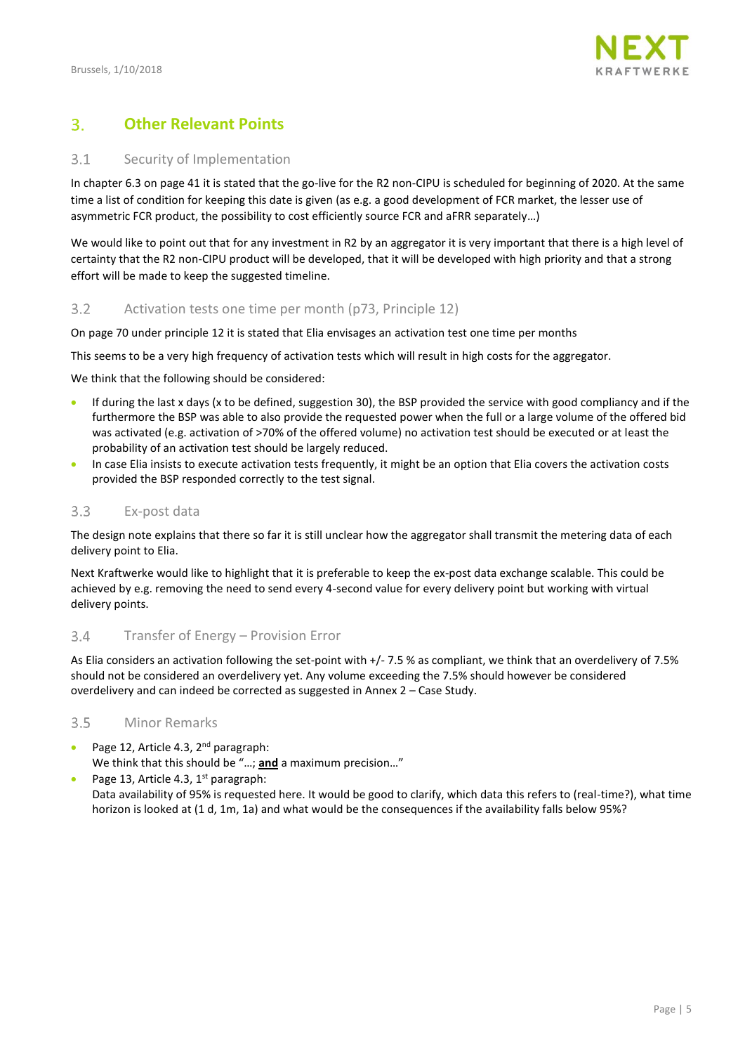## 3. Other Relevant Points

### 3.1 Security of Implementation

In chapter 6.3 on page 41 it is stated that the go-live for the R2 non-CIPU is scheduled for beginning of 2020. At the same time a list of condition for keeping this date is given (as e.g. a good development of FCR market, the lesser use of asymmetric FCR product, the possibility to cost efficiently source FCR and aFRR separately…)

We would like to point out that for any investment in R2 by an aggregator it is very important that there is a high level of certainty that the R2 non-CIPU product will be developed, that it will be developed with high priority and that a strong effort will be made to keep the suggested timeline.

### 3.2 Activation tests one time per month (p73, Principle 12)

On page 70 under principle 12 it is stated that Elia envisages an activation test one time per months

This seems to be a very high frequency of activation tests which will result in high costs for the aggregator.

We think that the following should be considered:

- If during the last x days (x to be defined, suggestion 30), the BSP provided the service with good compliancy and if the furthermore the BSP was able to also provide the requested power when the full or a large volume of the offered bid was activated (e.g. activation of >70% of the offered volume) no activation test should be executed or at least the probability of an activation test should be largely reduced.
- In case Elia insists to execute activation tests frequently, it might be an option that Elia covers the activation costs provided the BSP responded correctly to the test signal.

### 3.3 Ex-post data

The design note explains that there so far it is still unclear how the aggregator shall transmit the metering data of each delivery point to Elia.

Next Kraftwerke would like to highlight that it is preferable to keep the ex-post data exchange scalable. This could be achieved by e.g. removing the need to send every 4-second value for every delivery point but working with virtual delivery points.

### 3.4 Transfer of Energy – Provision Error

As Elia considers an activation following the set-point with +/- 7.5 % as compliant, we think that an overdelivery of 7.5% should not be considered an overdelivery yet. Any volume exceeding the 7.5% should however be considered overdelivery and can indeed be corrected as suggested in Annex 2 – Case Study.

### 3.5 Minor Remarks

- Page 12, Article 4.3, 2nd paragraph:
  We think that this should be "…; **and** a maximum precision…"
- Page 13, Article 4.3, 1st paragraph:
  Data availability of 95% is requested here. It would be good to clarify, which data this refers to (real-time?), what time horizon is looked at (1 d, 1m, 1a) and what would be the consequences if the availability falls below 95%?